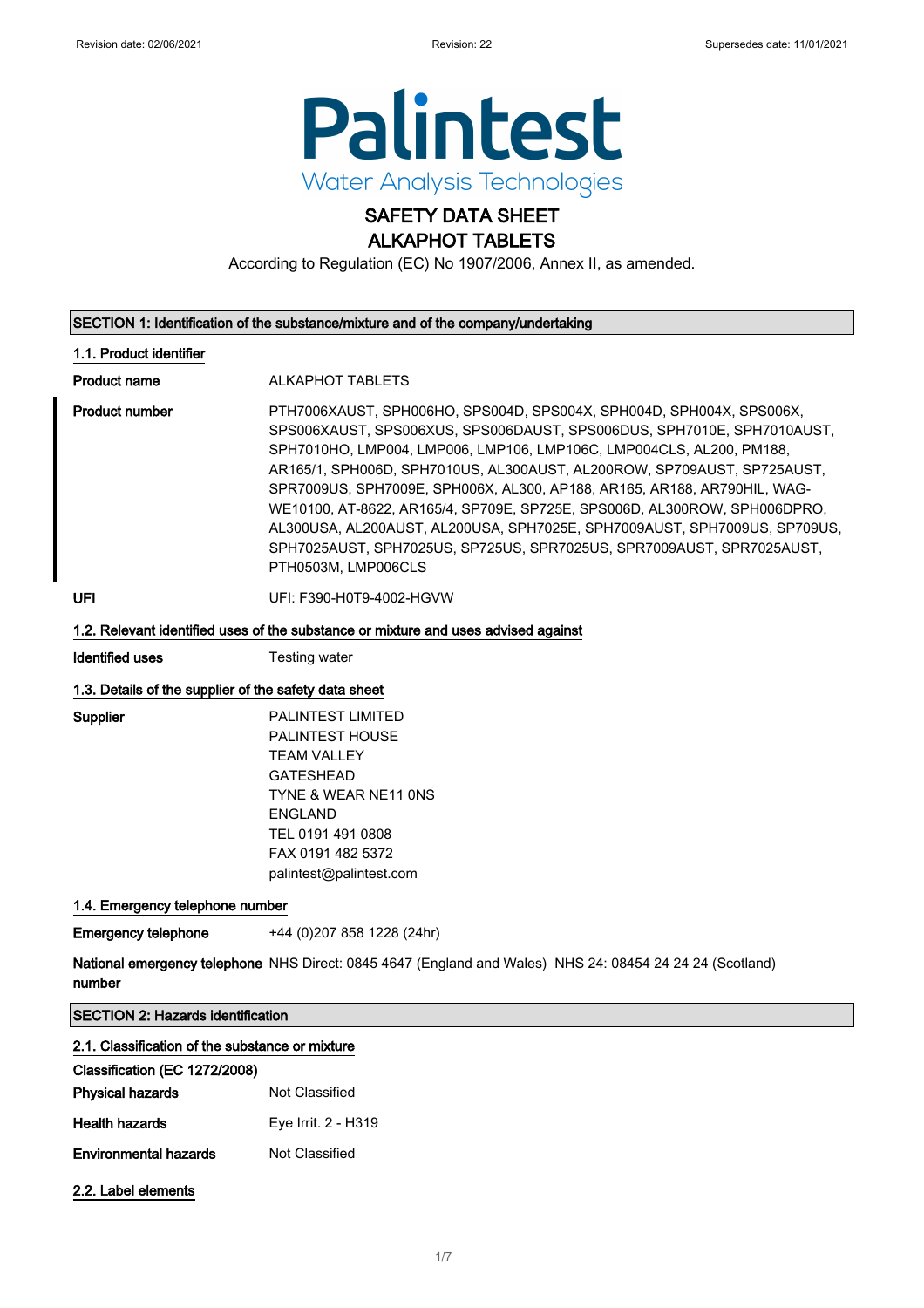# Palintest

Water Analysis Technologies

## SAFETY DATA SHEET
## ALKAPHOT TABLETS

According to Regulation (EC) No 1907/2006, Annex II, as amended.

## SECTION 1: Identification of the substance/mixture and of the company/undertaking

### 1.1. Product identifier

**Product name** ALKAPHOT TABLETS

**Product number** PTH7006XAUST, SPH006HO, SPS004D, SPS004X, SPH004D, SPH004X, SPS006X, SPS006XAUST, SPS006XUS, SPS006DAUST, SPS006DUS, SPH7010E, SPH7010AUST, SPH7010HO, LMP004, LMP006, LMP106, LMP106C, LMP004CLS, AL200, PM188, AR165/1, SPH006D, SPH7010US, AL300AUST, AL200ROW, SP709AUST, SP725AUST, SPR7009US, SPH7009E, SPH006X, AL300, AP188, AR165, AR188, AR790HIL, WAG-WE10100, AT-8622, AR165/4, SP709E, SP725E, SPS006D, AL300ROW, SPH006DPRO, AL300USA, AL200AUST, AL200USA, SPH7025E, SPH7009AUST, SPH7009US, SP709US, SPH7025AUST, SPH7025US, SP725US, SPR7025US, SPR7009AUST, SPR7025AUST, PTH0503M, LMP006CLS

**UFI** UFI: F390-H0T9-4002-HGVW

### 1.2. Relevant identified uses of the substance or mixture and uses advised against

**Identified uses** Testing water

### 1.3. Details of the supplier of the safety data sheet

**Supplier**
PALINTEST LIMITED
PALINTEST HOUSE
TEAM VALLEY
GATESHEAD
TYNE & WEAR NE11 0NS
ENGLAND
TEL 0191 491 0808
FAX 0191 482 5372
palintest@palintest.com

### 1.4. Emergency telephone number

**Emergency telephone** +44 (0)207 858 1228 (24hr)

**National emergency telephone number** NHS Direct: 0845 4647 (England and Wales) NHS 24: 08454 24 24 24 (Scotland)

## SECTION 2: Hazards identification

### 2.1. Classification of the substance or mixture

**Classification (EC 1272/2008)**

**Physical hazards** Not Classified

**Health hazards** Eye Irrit. 2 - H319

**Environmental hazards** Not Classified

### 2.2. Label elements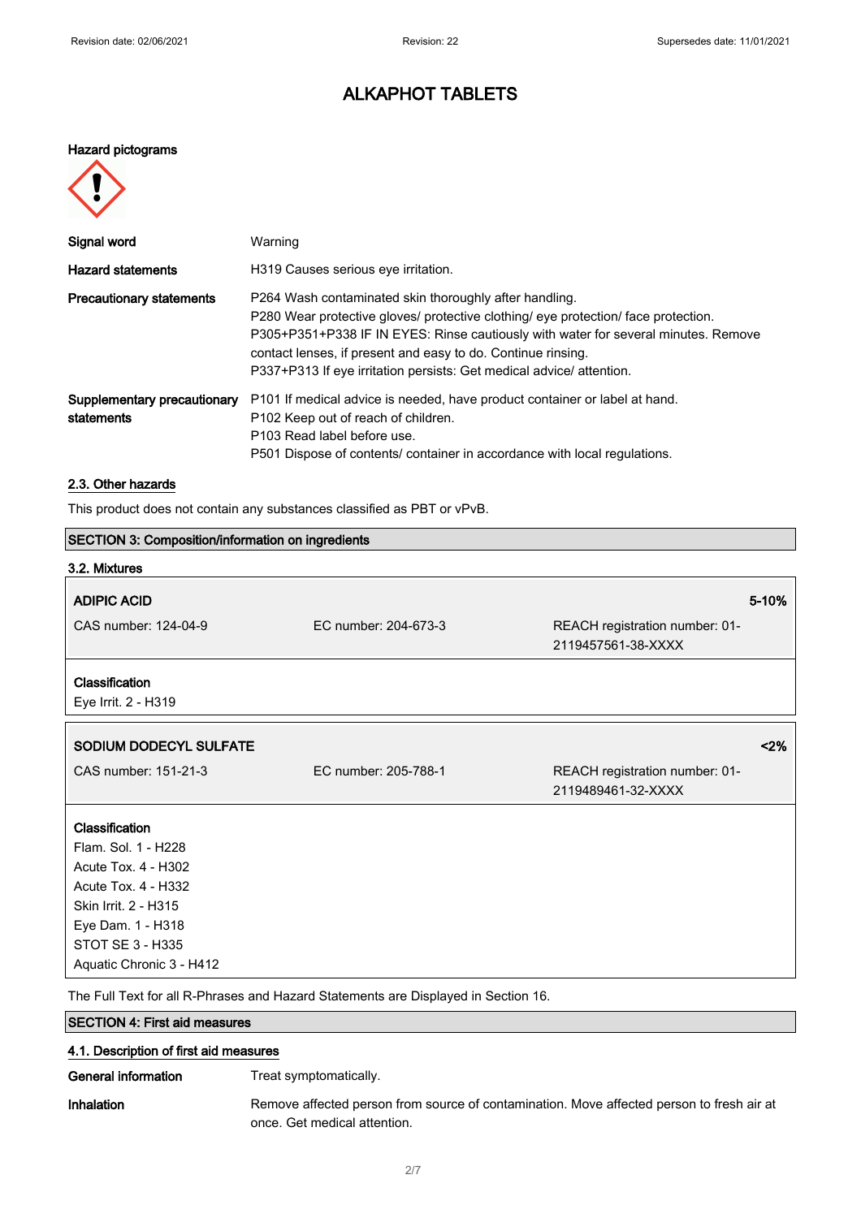# ALKAPHOT TABLETS

**Hazard pictograms**

| | |
|---|---|
| **Signal word** | Warning |
| **Hazard statements** | H319 Causes serious eye irritation. |
| **Precautionary statements** | P264 Wash contaminated skin thoroughly after handling.<br>P280 Wear protective gloves/ protective clothing/ eye protection/ face protection.<br>P305+P351+P338 IF IN EYES: Rinse cautiously with water for several minutes. Remove contact lenses, if present and easy to do. Continue rinsing.<br>P337+P313 If eye irritation persists: Get medical advice/ attention. |
| **Supplementary precautionary statements** | P101 If medical advice is needed, have product container or label at hand.<br>P102 Keep out of reach of children.<br>P103 Read label before use.<br>P501 Dispose of contents/ container in accordance with local regulations. |

## 2.3. Other hazards

This product does not contain any substances classified as PBT or vPvB.

## SECTION 3: Composition/information on ingredients

### 3.2. Mixtures

| **ADIPIC ACID** | | **5-10%** |
|---|---|---|
| CAS number: 124-04-9 | EC number: 204-673-3 | REACH registration number: 01-2119457561-38-XXXX |

**Classification**
Eye Irrit. 2 - H319

| **SODIUM DODECYL SULFATE** | | **<2%** |
|---|---|---|
| CAS number: 151-21-3 | EC number: 205-788-1 | REACH registration number: 01-2119489461-32-XXXX |

**Classification**
Flam. Sol. 1 - H228
Acute Tox. 4 - H302
Acute Tox. 4 - H332
Skin Irrit. 2 - H315
Eye Dam. 1 - H318
STOT SE 3 - H335
Aquatic Chronic 3 - H412

The Full Text for all R-Phrases and Hazard Statements are Displayed in Section 16.

## SECTION 4: First aid measures

### 4.1. Description of first aid measures

| | |
|---|---|
| **General information** | Treat symptomatically. |
| **Inhalation** | Remove affected person from source of contamination. Move affected person to fresh air at once. Get medical attention. |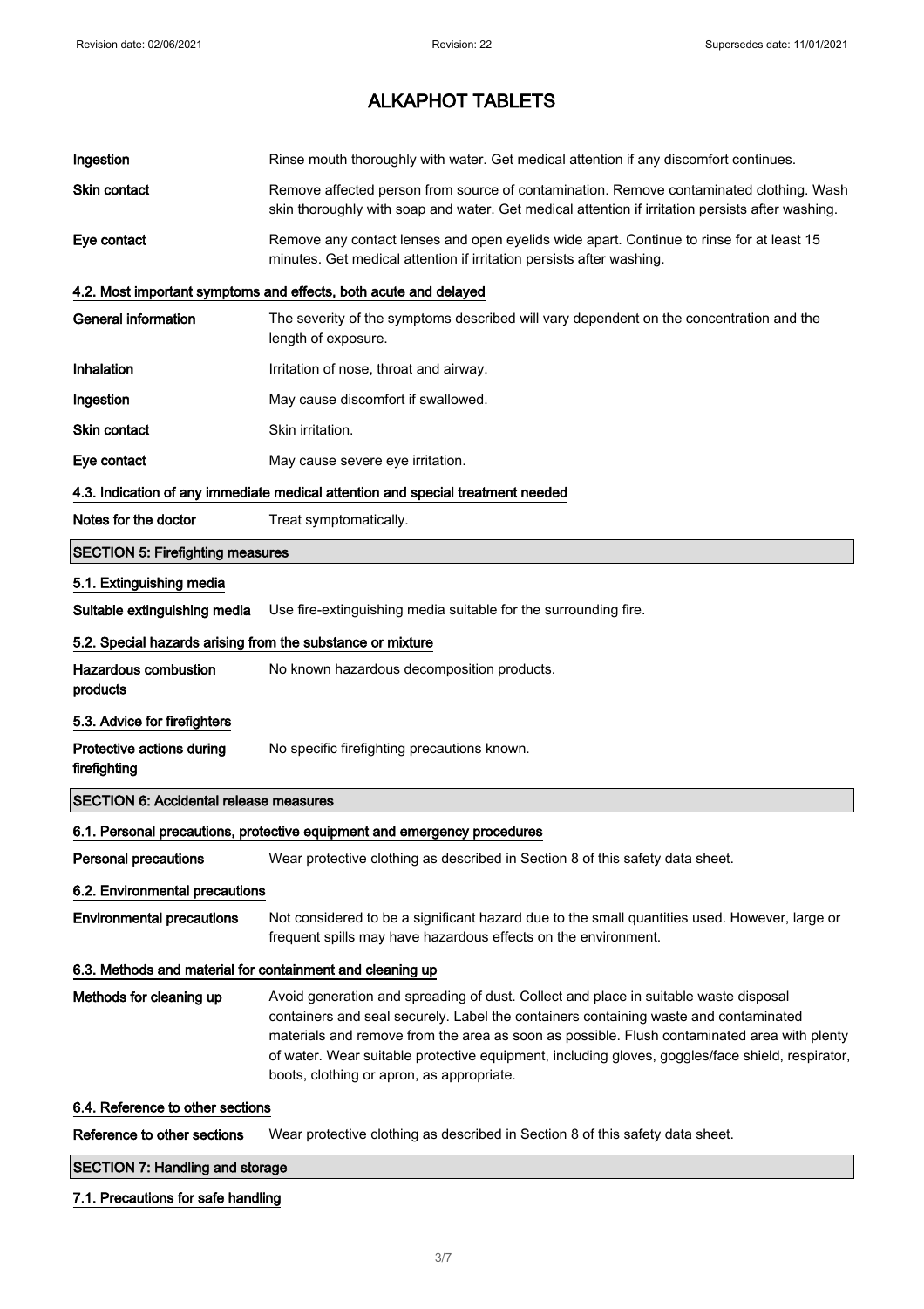| | |
|---|---|
| **Ingestion** | Rinse mouth thoroughly with water. Get medical attention if any discomfort continues. |
| **Skin contact** | Remove affected person from source of contamination. Remove contaminated clothing. Wash skin thoroughly with soap and water. Get medical attention if irritation persists after washing. |
| **Eye contact** | Remove any contact lenses and open eyelids wide apart. Continue to rinse for at least 15 minutes. Get medical attention if irritation persists after washing. |

### 4.2. Most important symptoms and effects, both acute and delayed

| | |
|---|---|
| **General information** | The severity of the symptoms described will vary dependent on the concentration and the length of exposure. |
| **Inhalation** | Irritation of nose, throat and airway. |
| **Ingestion** | May cause discomfort if swallowed. |
| **Skin contact** | Skin irritation. |
| **Eye contact** | May cause severe eye irritation. |

### 4.3. Indication of any immediate medical attention and special treatment needed

| | |
|---|---|
| **Notes for the doctor** | Treat symptomatically. |

## SECTION 5: Firefighting measures

### 5.1. Extinguishing media

| | |
|---|---|
| **Suitable extinguishing media** | Use fire-extinguishing media suitable for the surrounding fire. |

### 5.2. Special hazards arising from the substance or mixture

| | |
|---|---|
| **Hazardous combustion products** | No known hazardous decomposition products. |

### 5.3. Advice for firefighters

| | |
|---|---|
| **Protective actions during firefighting** | No specific firefighting precautions known. |

## SECTION 6: Accidental release measures

### 6.1. Personal precautions, protective equipment and emergency procedures

| | |
|---|---|
| **Personal precautions** | Wear protective clothing as described in Section 8 of this safety data sheet. |

### 6.2. Environmental precautions

| | |
|---|---|
| **Environmental precautions** | Not considered to be a significant hazard due to the small quantities used. However, large or frequent spills may have hazardous effects on the environment. |

### 6.3. Methods and material for containment and cleaning up

| | |
|---|---|
| **Methods for cleaning up** | Avoid generation and spreading of dust. Collect and place in suitable waste disposal containers and seal securely. Label the containers containing waste and contaminated materials and remove from the area as soon as possible. Flush contaminated area with plenty of water. Wear suitable protective equipment, including gloves, goggles/face shield, respirator, boots, clothing or apron, as appropriate. |

### 6.4. Reference to other sections

| | |
|---|---|
| **Reference to other sections** | Wear protective clothing as described in Section 8 of this safety data sheet. |

## SECTION 7: Handling and storage

### 7.1. Precautions for safe handling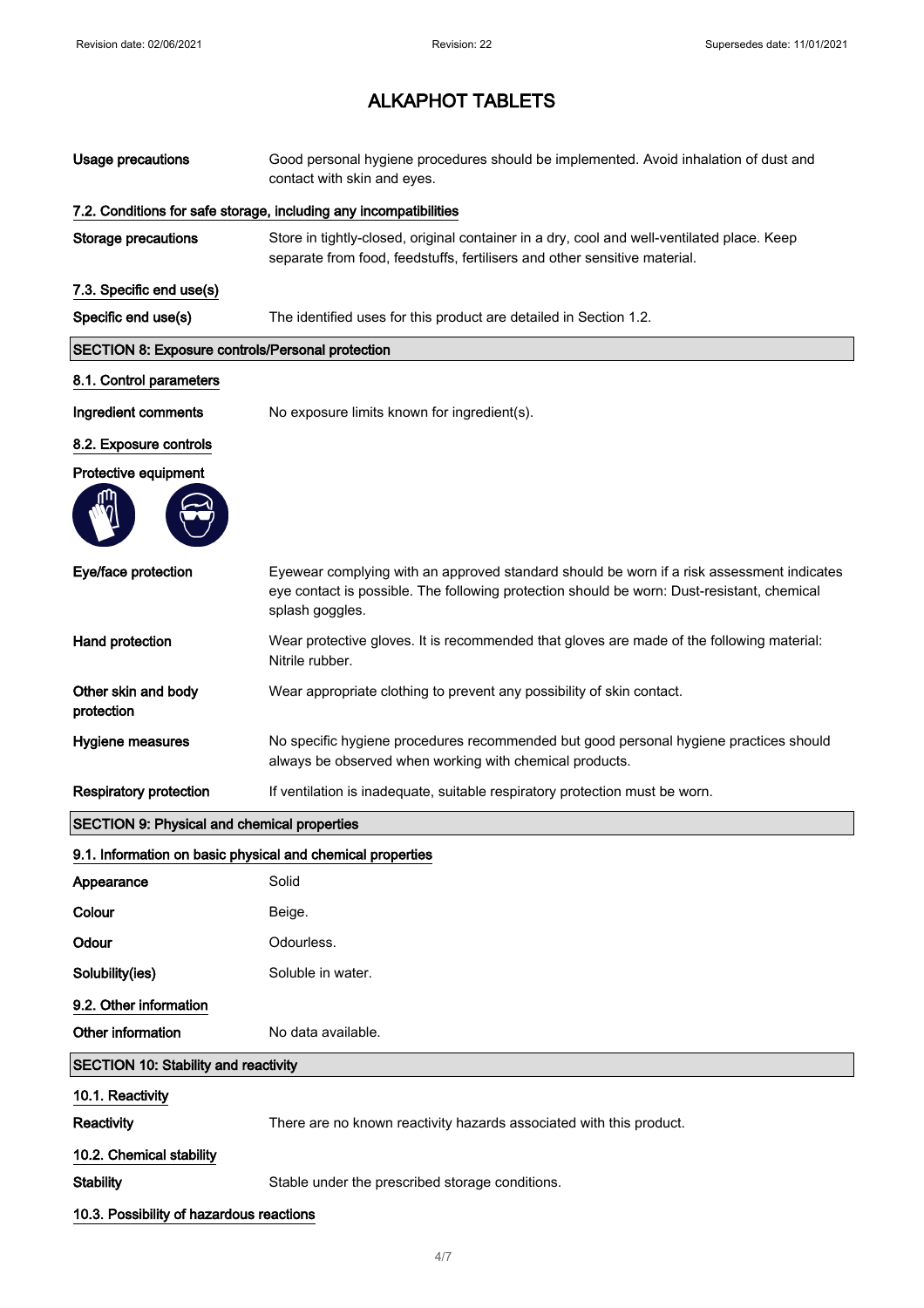| | |
|---|---|
| **Usage precautions** | Good personal hygiene procedures should be implemented. Avoid inhalation of dust and contact with skin and eyes. |

### 7.2. Conditions for safe storage, including any incompatibilities

| | |
|---|---|
| **Storage precautions** | Store in tightly-closed, original container in a dry, cool and well-ventilated place. Keep separate from food, feedstuffs, fertilisers and other sensitive material. |

### 7.3. Specific end use(s)

| | |
|---|---|
| **Specific end use(s)** | The identified uses for this product are detailed in Section 1.2. |

## SECTION 8: Exposure controls/Personal protection

### 8.1. Control parameters

| | |
|---|---|
| **Ingredient comments** | No exposure limits known for ingredient(s). |

### 8.2. Exposure controls

**Protective equipment**

| | |
|---|---|
| **Eye/face protection** | Eyewear complying with an approved standard should be worn if a risk assessment indicates eye contact is possible. The following protection should be worn: Dust-resistant, chemical splash goggles. |
| **Hand protection** | Wear protective gloves. It is recommended that gloves are made of the following material: Nitrile rubber. |
| **Other skin and body protection** | Wear appropriate clothing to prevent any possibility of skin contact. |
| **Hygiene measures** | No specific hygiene procedures recommended but good personal hygiene practices should always be observed when working with chemical products. |
| **Respiratory protection** | If ventilation is inadequate, suitable respiratory protection must be worn. |

## SECTION 9: Physical and chemical properties

### 9.1. Information on basic physical and chemical properties

| | |
|---|---|
| **Appearance** | Solid |
| **Colour** | Beige. |
| **Odour** | Odourless. |
| **Solubility(ies)** | Soluble in water. |

### 9.2. Other information

| | |
|---|---|
| **Other information** | No data available. |

## SECTION 10: Stability and reactivity

### 10.1. Reactivity

| | |
|---|---|
| **Reactivity** | There are no known reactivity hazards associated with this product. |

### 10.2. Chemical stability

| | |
|---|---|
| **Stability** | Stable under the prescribed storage conditions. |

### 10.3. Possibility of hazardous reactions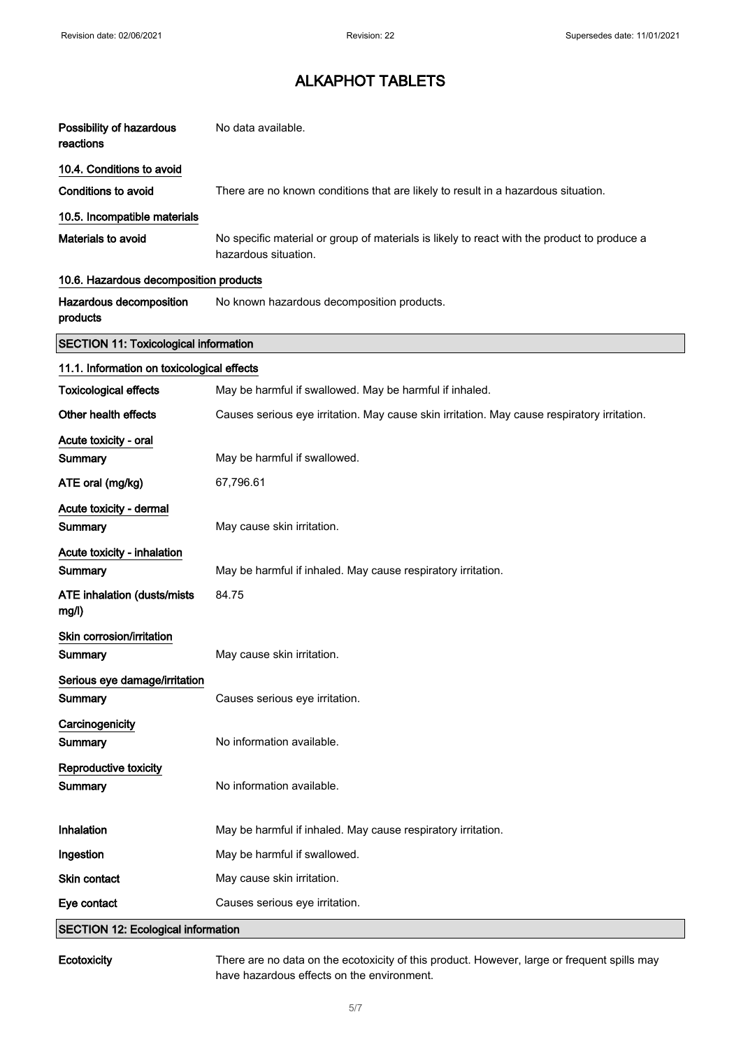| | |
|---|---|
| **Possibility of hazardous reactions** | No data available. |

### 10.4. Conditions to avoid

| | |
|---|---|
| **Conditions to avoid** | There are no known conditions that are likely to result in a hazardous situation. |

### 10.5. Incompatible materials

| | |
|---|---|
| **Materials to avoid** | No specific material or group of materials is likely to react with the product to produce a hazardous situation. |

### 10.6. Hazardous decomposition products

| | |
|---|---|
| **Hazardous decomposition products** | No known hazardous decomposition products. |

## SECTION 11: Toxicological information

### 11.1. Information on toxicological effects

| | |
|---|---|
| **Toxicological effects** | May be harmful if swallowed. May be harmful if inhaled. |
| **Other health effects** | Causes serious eye irritation. May cause skin irritation. May cause respiratory irritation. |

**Acute toxicity - oral**

| | |
|---|---|
| **Summary** | May be harmful if swallowed. |
| **ATE oral (mg/kg)** | 67,796.61 |

**Acute toxicity - dermal**

| | |
|---|---|
| **Summary** | May cause skin irritation. |

**Acute toxicity - inhalation**

| | |
|---|---|
| **Summary** | May be harmful if inhaled. May cause respiratory irritation. |
| **ATE inhalation (dusts/mists mg/l)** | 84.75 |

**Skin corrosion/irritation**

| | |
|---|---|
| **Summary** | May cause skin irritation. |

**Serious eye damage/irritation**

| | |
|---|---|
| **Summary** | Causes serious eye irritation. |

**Carcinogenicity**

| | |
|---|---|
| **Summary** | No information available. |

**Reproductive toxicity**

| | |
|---|---|
| **Summary** | No information available. |

| | |
|---|---|
| **Inhalation** | May be harmful if inhaled. May cause respiratory irritation. |
| **Ingestion** | May be harmful if swallowed. |
| **Skin contact** | May cause skin irritation. |
| **Eye contact** | Causes serious eye irritation. |

## SECTION 12: Ecological information

| | |
|---|---|
| **Ecotoxicity** | There are no data on the ecotoxicity of this product. However, large or frequent spills may have hazardous effects on the environment. |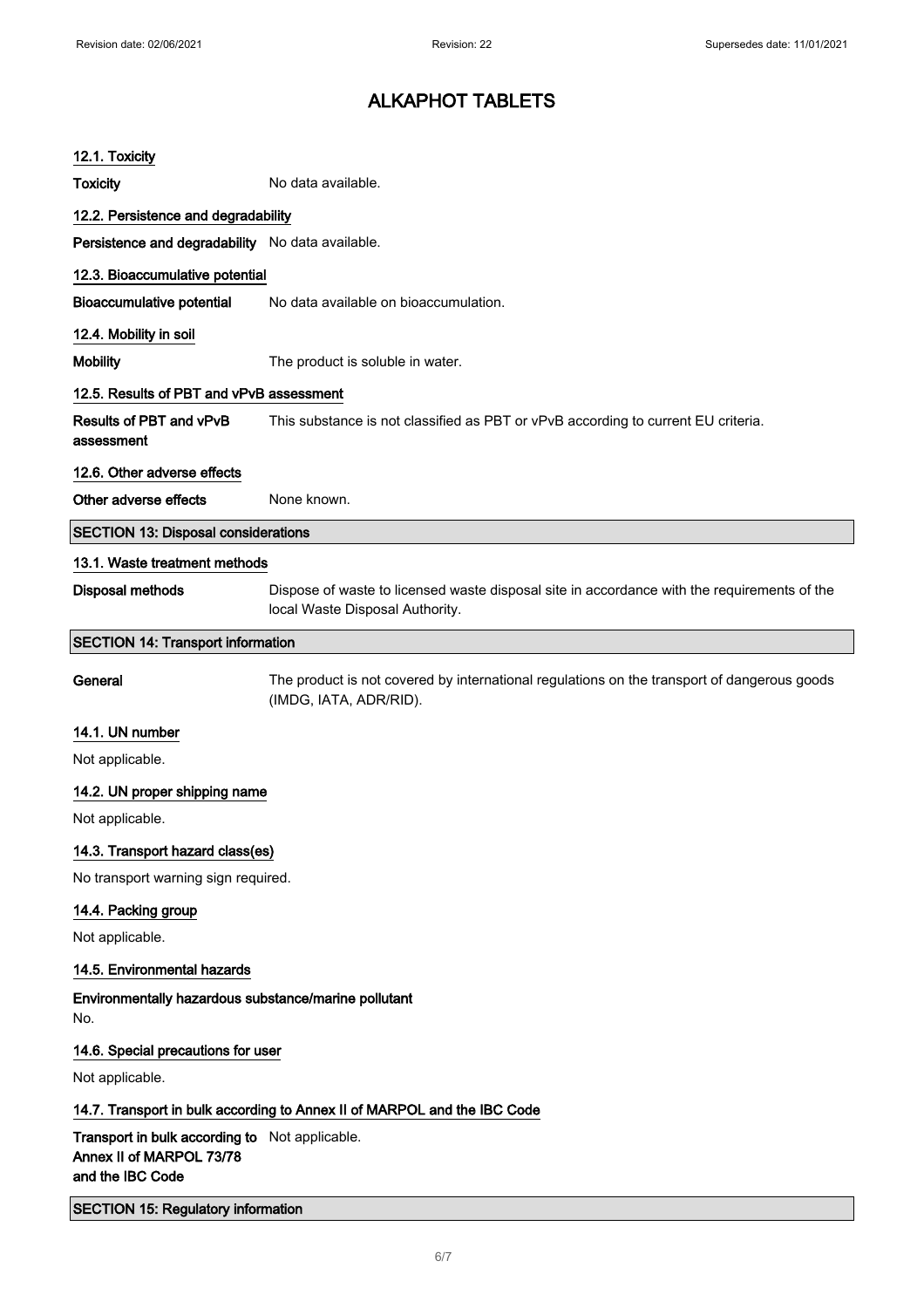### 12.1. Toxicity

**Toxicity** No data available.

### 12.2. Persistence and degradability

**Persistence and degradability** No data available.

### 12.3. Bioaccumulative potential

**Bioaccumulative potential** No data available on bioaccumulation.

### 12.4. Mobility in soil

**Mobility** The product is soluble in water.

### 12.5. Results of PBT and vPvB assessment

**Results of PBT and vPvB assessment** This substance is not classified as PBT or vPvB according to current EU criteria.

### 12.6. Other adverse effects

**Other adverse effects** None known.

## SECTION 13: Disposal considerations

### 13.1. Waste treatment methods

**Disposal methods** Dispose of waste to licensed waste disposal site in accordance with the requirements of the local Waste Disposal Authority.

## SECTION 14: Transport information

**General** The product is not covered by international regulations on the transport of dangerous goods (IMDG, IATA, ADR/RID).

### 14.1. UN number

Not applicable.

### 14.2. UN proper shipping name

Not applicable.

### 14.3. Transport hazard class(es)

No transport warning sign required.

### 14.4. Packing group

Not applicable.

### 14.5. Environmental hazards

**Environmentally hazardous substance/marine pollutant**

No.

### 14.6. Special precautions for user

Not applicable.

### 14.7. Transport in bulk according to Annex II of MARPOL and the IBC Code

**Transport in bulk according to Annex II of MARPOL 73/78 and the IBC Code** Not applicable.

## SECTION 15: Regulatory information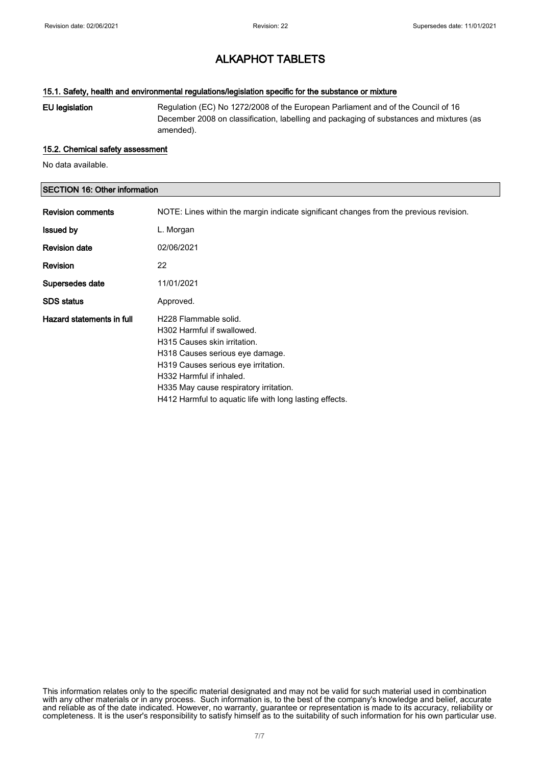# ALKAPHOT TABLETS

### 15.1. Safety, health and environmental regulations/legislation specific for the substance or mixture

| | |
|---|---|
| **EU legislation** | Regulation (EC) No 1272/2008 of the European Parliament and of the Council of 16 December 2008 on classification, labelling and packaging of substances and mixtures (as amended). |

### 15.2. Chemical safety assessment

No data available.

## SECTION 16: Other information

| | |
|---|---|
| **Revision comments** | NOTE: Lines within the margin indicate significant changes from the previous revision. |
| **Issued by** | L. Morgan |
| **Revision date** | 02/06/2021 |
| **Revision** | 22 |
| **Supersedes date** | 11/01/2021 |
| **SDS status** | Approved. |
| **Hazard statements in full** | H228 Flammable solid.<br>H302 Harmful if swallowed.<br>H315 Causes skin irritation.<br>H318 Causes serious eye damage.<br>H319 Causes serious eye irritation.<br>H332 Harmful if inhaled.<br>H335 May cause respiratory irritation.<br>H412 Harmful to aquatic life with long lasting effects. |

This information relates only to the specific material designated and may not be valid for such material used in combination with any other materials or in any process. Such information is, to the best of the company's knowledge and belief, accurate and reliable as of the date indicated. However, no warranty, guarantee or representation is made to its accuracy, reliability or completeness. It is the user's responsibility to satisfy himself as to the suitability of such information for his own particular use.